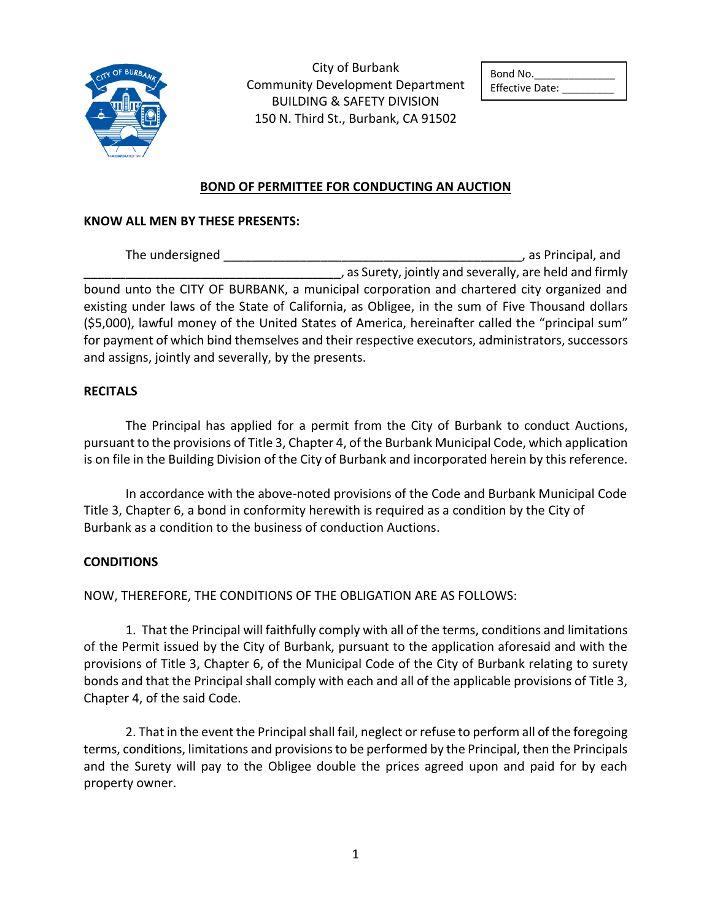City of Burbank
Community Development Department
BUILDING & SAFETY DIVISION
150 N. Third St., Burbank, CA 91502

Bond No.______________
Effective Date: _________

# BOND OF PERMITTEE FOR CONDUCTING AN AUCTION

**KNOW ALL MEN BY THESE PRESENTS:**

The undersigned ____________________________________________, as Principal, and ______________________________________, as Surety, jointly and severally, are held and firmly bound unto the CITY OF BURBANK, a municipal corporation and chartered city organized and existing under laws of the State of California, as Obligee, in the sum of Five Thousand dollars ($5,000), lawful money of the United States of America, hereinafter called the "principal sum" for payment of which bind themselves and their respective executors, administrators, successors and assigns, jointly and severally, by the presents.

**RECITALS**

The Principal has applied for a permit from the City of Burbank to conduct Auctions, pursuant to the provisions of Title 3, Chapter 4, of the Burbank Municipal Code, which application is on file in the Building Division of the City of Burbank and incorporated herein by this reference.

In accordance with the above-noted provisions of the Code and Burbank Municipal Code Title 3, Chapter 6, a bond in conformity herewith is required as a condition by the City of Burbank as a condition to the business of conduction Auctions.

**CONDITIONS**

NOW, THEREFORE, THE CONDITIONS OF THE OBLIGATION ARE AS FOLLOWS:

1. That the Principal will faithfully comply with all of the terms, conditions and limitations of the Permit issued by the City of Burbank, pursuant to the application aforesaid and with the provisions of Title 3, Chapter 6, of the Municipal Code of the City of Burbank relating to surety bonds and that the Principal shall comply with each and all of the applicable provisions of Title 3, Chapter 4, of the said Code.

2. That in the event the Principal shall fail, neglect or refuse to perform all of the foregoing terms, conditions, limitations and provisions to be performed by the Principal, then the Principals and the Surety will pay to the Obligee double the prices agreed upon and paid for by each property owner.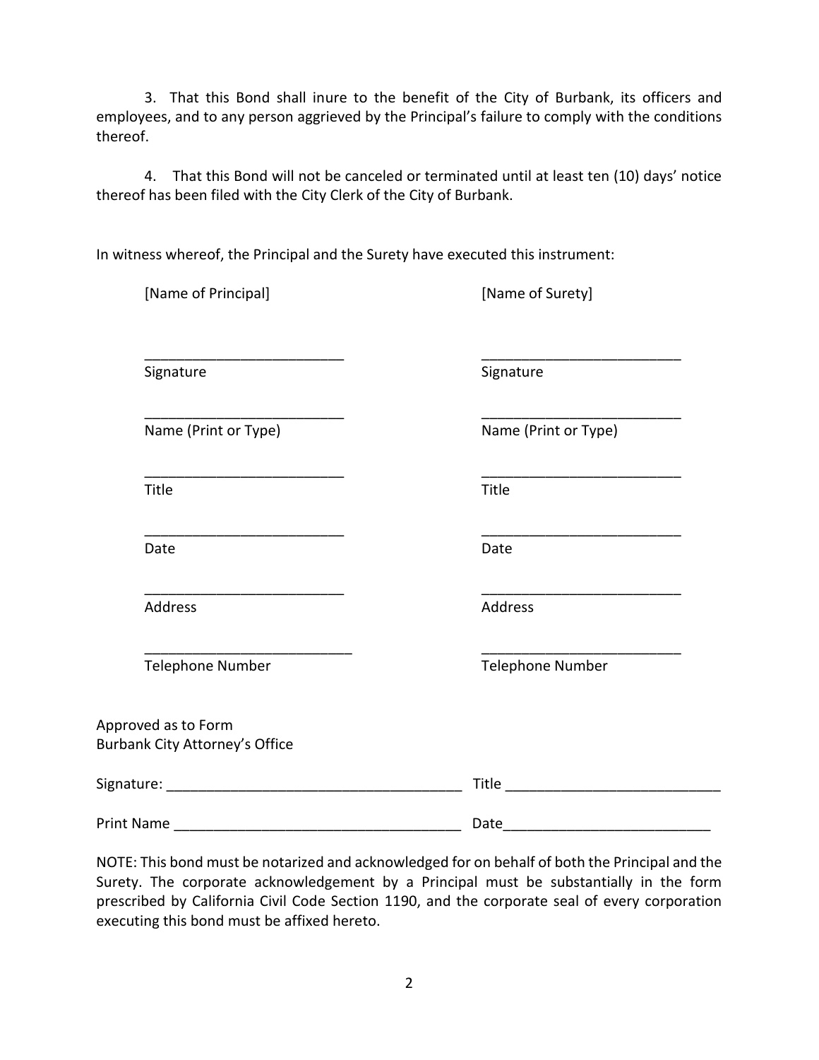3. That this Bond shall inure to the benefit of the City of Burbank, its officers and employees, and to any person aggrieved by the Principal's failure to comply with the conditions thereof.

4. That this Bond will not be canceled or terminated until at least ten (10) days' notice thereof has been filed with the City Clerk of the City of Burbank.

In witness whereof, the Principal and the Surety have executed this instrument:

| [Name of Principal] | [Name of Surety] |
|---|---|
| _________________________ | _________________________ |
| Signature | Signature |
| _________________________ | _________________________ |
| Name (Print or Type) | Name (Print or Type) |
| _________________________ | _________________________ |
| Title | Title |
| _________________________ | _________________________ |
| Date | Date |
| _________________________ | _________________________ |
| Address | Address |
| _________________________ | _________________________ |
| Telephone Number | Telephone Number |

Approved as to Form
Burbank City Attorney's Office

Signature: ____________________________________ Title ___________________________

Print Name ___________________________________ Date__________________________

NOTE: This bond must be notarized and acknowledged for on behalf of both the Principal and the Surety. The corporate acknowledgement by a Principal must be substantially in the form prescribed by California Civil Code Section 1190, and the corporate seal of every corporation executing this bond must be affixed hereto.